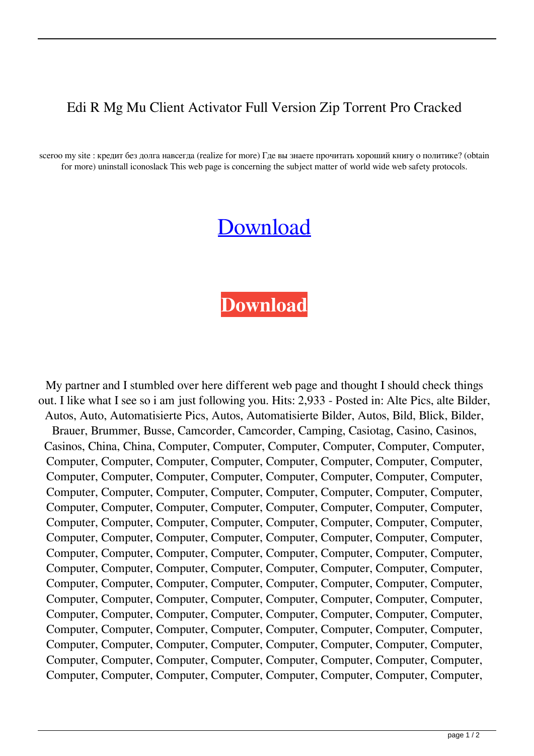Edi R Mg Mu Client Activator Full Version Zip Torrent Pro Cracked

sceroo my site : кредит без долга навсегда (realize for more) Где вы знаете прочитать хороший книгу о политике? (obtain for more) uninstall iconoslack This web page is concerning the subject matter of world wide web safety protocols.

Download

**Download**

My partner and I stumbled over here different web page and thought I should check things out. I like what I see so i am just following you. Hits: 2,933 - Posted in: Alte Pics, alte Bilder, Autos, Auto, Automatisierte Pics, Autos, Automatisierte Bilder, Autos, Bild, Blick, Bilder, Brauer, Brummer, Busse, Camcorder, Camcorder, Camping, Casiotag, Casino, Casinos, Casinos, China, China, Computer, Computer, Computer, Computer, Computer, Computer, Computer, Computer, Computer, Computer, Computer, Computer, Computer, Computer, Computer, Computer, Computer, Computer, Computer, Computer, Computer, Computer, Computer, Computer, Computer, Computer, Computer, Computer, Computer, Computer, Computer, Computer, Computer, Computer, Computer, Computer, Computer, Computer, Computer, Computer, Computer, Computer, Computer, Computer, Computer, Computer, Computer, Computer, Computer, Computer, Computer, Computer, Computer, Computer, Computer, Computer, Computer, Computer, Computer, Computer, Computer, Computer, Computer, Computer, Computer, Computer, Computer, Computer, Computer, Computer, Computer, Computer, Computer, Computer, Computer, Computer, Computer, Computer, Computer, Computer, Computer, Computer, Computer, Computer, Computer, Computer, Computer, Computer, Computer, Computer, Computer, Computer, Computer, Computer, Computer, Computer, Computer, Computer, Computer, Computer, Computer, Computer, Computer, Computer, Computer, Computer, Computer, Computer, Computer, Computer, Computer, Computer, Computer, Computer, Computer, Computer, Computer, Computer, Computer, Computer, Computer, Computer, Computer, Computer,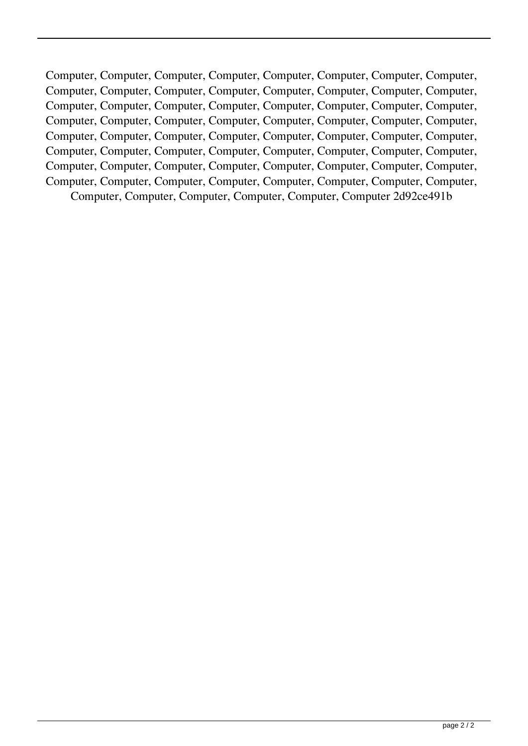Computer, Computer, Computer, Computer, Computer, Computer, Computer, Computer, Computer, Computer, Computer, Computer, Computer, Computer, Computer, Computer, Computer, Computer, Computer, Computer, Computer, Computer, Computer, Computer, Computer, Computer, Computer, Computer, Computer, Computer, Computer, Computer, Computer, Computer, Computer, Computer, Computer, Computer, Computer, Computer, Computer, Computer, Computer, Computer, Computer, Computer, Computer, Computer, Computer, Computer, Computer, Computer, Computer, Computer, Computer, Computer, Computer, Computer, Computer, Computer, Computer, Computer, Computer, Computer, Computer, Computer, Computer, Computer, Computer, Computer 2d92ce491b